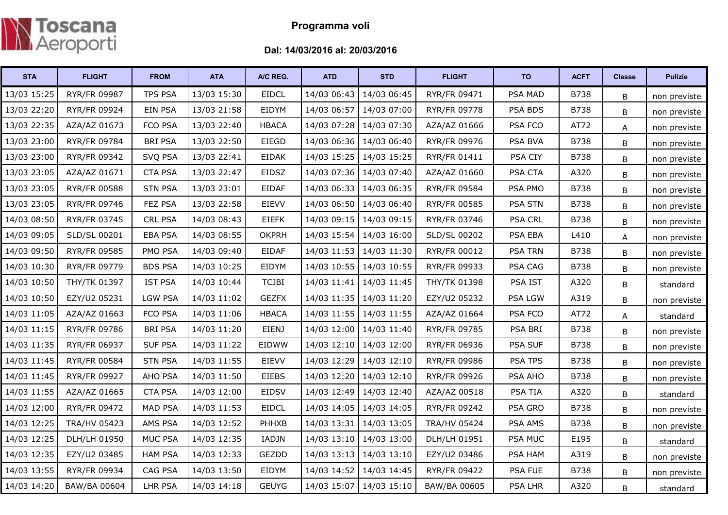Toscana Aeroporti

# Programma voli

## Dal: 14/03/2016 al: 20/03/2016

| STA | FLIGHT | FROM | ATA | A/C REG. | ATD | STD | FLIGHT | TO | ACFT | Classe | Pulizie |
|---|---|---|---|---|---|---|---|---|---|---|---|
| 13/03 15:25 | RYR/FR 09987 | TPS PSA | 13/03 15:30 | EIDCL | 14/03 06:43 | 14/03 06:45 | RYR/FR 09471 | PSA MAD | B738 | B | non previste |
| 13/03 22:20 | RYR/FR 09924 | EIN PSA | 13/03 21:58 | EIDYM | 14/03 06:57 | 14/03 07:00 | RYR/FR 09778 | PSA BDS | B738 | B | non previste |
| 13/03 22:35 | AZA/AZ 01673 | FCO PSA | 13/03 22:40 | HBACA | 14/03 07:28 | 14/03 07:30 | AZA/AZ 01666 | PSA FCO | AT72 | A | non previste |
| 13/03 23:00 | RYR/FR 09784 | BRI PSA | 13/03 22:50 | EIEGD | 14/03 06:36 | 14/03 06:40 | RYR/FR 09976 | PSA BVA | B738 | B | non previste |
| 13/03 23:00 | RYR/FR 09342 | SVQ PSA | 13/03 22:41 | EIDAK | 14/03 15:25 | 14/03 15:25 | RYR/FR 01411 | PSA CIY | B738 | B | non previste |
| 13/03 23:05 | AZA/AZ 01671 | CTA PSA | 13/03 22:47 | EIDSZ | 14/03 07:36 | 14/03 07:40 | AZA/AZ 01660 | PSA CTA | A320 | B | non previste |
| 13/03 23:05 | RYR/FR 00588 | STN PSA | 13/03 23:01 | EIDAF | 14/03 06:33 | 14/03 06:35 | RYR/FR 09584 | PSA PMO | B738 | B | non previste |
| 13/03 23:05 | RYR/FR 09746 | FEZ PSA | 13/03 22:58 | EIEVV | 14/03 06:50 | 14/03 06:40 | RYR/FR 00585 | PSA STN | B738 | B | non previste |
| 14/03 08:50 | RYR/FR 03745 | CRL PSA | 14/03 08:43 | EIEFK | 14/03 09:15 | 14/03 09:15 | RYR/FR 03746 | PSA CRL | B738 | B | non previste |
| 14/03 09:05 | SLD/SL 00201 | EBA PSA | 14/03 08:55 | OKPRH | 14/03 15:54 | 14/03 16:00 | SLD/SL 00202 | PSA EBA | L410 | A | non previste |
| 14/03 09:50 | RYR/FR 09585 | PMO PSA | 14/03 09:40 | EIDAF | 14/03 11:53 | 14/03 11:30 | RYR/FR 00012 | PSA TRN | B738 | B | non previste |
| 14/03 10:30 | RYR/FR 09779 | BDS PSA | 14/03 10:25 | EIDYM | 14/03 10:55 | 14/03 10:55 | RYR/FR 09933 | PSA CAG | B738 | B | non previste |
| 14/03 10:50 | THY/TK 01397 | IST PSA | 14/03 10:44 | TCJBI | 14/03 11:41 | 14/03 11:45 | THY/TK 01398 | PSA IST | A320 | B | standard |
| 14/03 10:50 | EZY/U2 05231 | LGW PSA | 14/03 11:02 | GEZFX | 14/03 11:35 | 14/03 11:20 | EZY/U2 05232 | PSA LGW | A319 | B | non previste |
| 14/03 11:05 | AZA/AZ 01663 | FCO PSA | 14/03 11:06 | HBACA | 14/03 11:55 | 14/03 11:55 | AZA/AZ 01664 | PSA FCO | AT72 | A | standard |
| 14/03 11:15 | RYR/FR 09786 | BRI PSA | 14/03 11:20 | EIENJ | 14/03 12:00 | 14/03 11:40 | RYR/FR 09785 | PSA BRI | B738 | B | non previste |
| 14/03 11:35 | RYR/FR 06937 | SUF PSA | 14/03 11:22 | EIDWW | 14/03 12:10 | 14/03 12:00 | RYR/FR 06936 | PSA SUF | B738 | B | non previste |
| 14/03 11:45 | RYR/FR 00584 | STN PSA | 14/03 11:55 | EIEVV | 14/03 12:29 | 14/03 12:10 | RYR/FR 09986 | PSA TPS | B738 | B | non previste |
| 14/03 11:45 | RYR/FR 09927 | AHO PSA | 14/03 11:50 | EIEBS | 14/03 12:20 | 14/03 12:10 | RYR/FR 09926 | PSA AHO | B738 | B | non previste |
| 14/03 11:55 | AZA/AZ 01665 | CTA PSA | 14/03 12:00 | EIDSV | 14/03 12:49 | 14/03 12:40 | AZA/AZ 00518 | PSA TIA | A320 | B | standard |
| 14/03 12:00 | RYR/FR 09472 | MAD PSA | 14/03 11:53 | EIDCL | 14/03 14:05 | 14/03 14:05 | RYR/FR 09242 | PSA GRO | B738 | B | non previste |
| 14/03 12:25 | TRA/HV 05423 | AMS PSA | 14/03 12:52 | PHHXB | 14/03 13:31 | 14/03 13:05 | TRA/HV 05424 | PSA AMS | B738 | B | non previste |
| 14/03 12:25 | DLH/LH 01950 | MUC PSA | 14/03 12:35 | IADJN | 14/03 13:10 | 14/03 13:00 | DLH/LH 01951 | PSA MUC | E195 | B | standard |
| 14/03 12:35 | EZY/U2 03485 | HAM PSA | 14/03 12:33 | GEZDD | 14/03 13:13 | 14/03 13:10 | EZY/U2 03486 | PSA HAM | A319 | B | non previste |
| 14/03 13:55 | RYR/FR 09934 | CAG PSA | 14/03 13:50 | EIDYM | 14/03 14:52 | 14/03 14:45 | RYR/FR 09422 | PSA FUE | B738 | B | non previste |
| 14/03 14:20 | BAW/BA 00604 | LHR PSA | 14/03 14:18 | GEUYG | 14/03 15:07 | 14/03 15:10 | BAW/BA 00605 | PSA LHR | A320 | B | standard |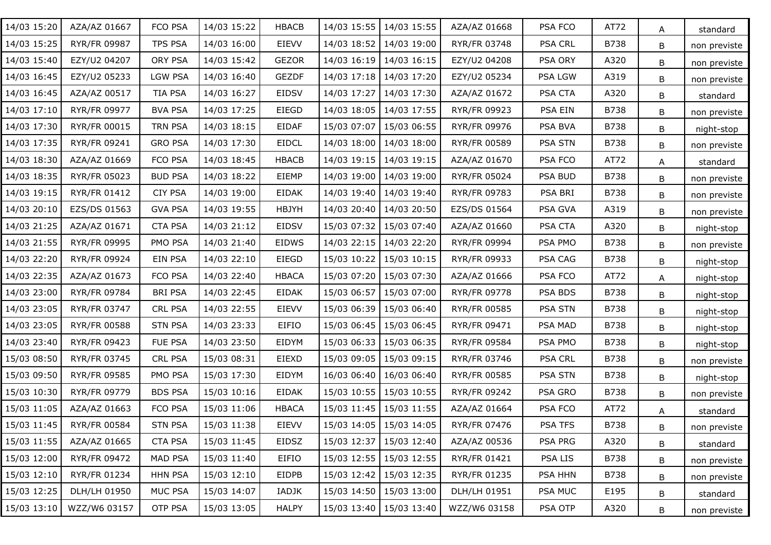| 14/03 15:20 | AZA/AZ 01667 | FCO PSA | 14/03 15:22 | HBACB | 14/03 15:55 | 14/03 15:55 | AZA/AZ 01668 | PSA FCO | AT72 | A | standard |
|---|---|---|---|---|---|---|---|---|---|---|---|
| 14/03 15:25 | RYR/FR 09987 | TPS PSA | 14/03 16:00 | EIEVV | 14/03 18:52 | 14/03 19:00 | RYR/FR 03748 | PSA CRL | B738 | B | non previste |
| 14/03 15:40 | EZY/U2 04207 | ORY PSA | 14/03 15:42 | GEZOR | 14/03 16:19 | 14/03 16:15 | EZY/U2 04208 | PSA ORY | A320 | B | non previste |
| 14/03 16:45 | EZY/U2 05233 | LGW PSA | 14/03 16:40 | GEZDF | 14/03 17:18 | 14/03 17:20 | EZY/U2 05234 | PSA LGW | A319 | B | non previste |
| 14/03 16:45 | AZA/AZ 00517 | TIA PSA | 14/03 16:27 | EIDSV | 14/03 17:27 | 14/03 17:30 | AZA/AZ 01672 | PSA CTA | A320 | B | standard |
| 14/03 17:10 | RYR/FR 09977 | BVA PSA | 14/03 17:25 | EIEGD | 14/03 18:05 | 14/03 17:55 | RYR/FR 09923 | PSA EIN | B738 | B | non previste |
| 14/03 17:30 | RYR/FR 00015 | TRN PSA | 14/03 18:15 | EIDAF | 15/03 07:07 | 15/03 06:55 | RYR/FR 09976 | PSA BVA | B738 | B | night-stop |
| 14/03 17:35 | RYR/FR 09241 | GRO PSA | 14/03 17:30 | EIDCL | 14/03 18:00 | 14/03 18:00 | RYR/FR 00589 | PSA STN | B738 | B | non previste |
| 14/03 18:30 | AZA/AZ 01669 | FCO PSA | 14/03 18:45 | HBACB | 14/03 19:15 | 14/03 19:15 | AZA/AZ 01670 | PSA FCO | AT72 | A | standard |
| 14/03 18:35 | RYR/FR 05023 | BUD PSA | 14/03 18:22 | EIEMP | 14/03 19:00 | 14/03 19:00 | RYR/FR 05024 | PSA BUD | B738 | B | non previste |
| 14/03 19:15 | RYR/FR 01412 | CIY PSA | 14/03 19:00 | EIDAK | 14/03 19:40 | 14/03 19:40 | RYR/FR 09783 | PSA BRI | B738 | B | non previste |
| 14/03 20:10 | EZS/DS 01563 | GVA PSA | 14/03 19:55 | HBJYH | 14/03 20:40 | 14/03 20:50 | EZS/DS 01564 | PSA GVA | A319 | B | non previste |
| 14/03 21:25 | AZA/AZ 01671 | CTA PSA | 14/03 21:12 | EIDSV | 15/03 07:32 | 15/03 07:40 | AZA/AZ 01660 | PSA CTA | A320 | B | night-stop |
| 14/03 21:55 | RYR/FR 09995 | PMO PSA | 14/03 21:40 | EIDWS | 14/03 22:15 | 14/03 22:20 | RYR/FR 09994 | PSA PMO | B738 | B | non previste |
| 14/03 22:20 | RYR/FR 09924 | EIN PSA | 14/03 22:10 | EIEGD | 15/03 10:22 | 15/03 10:15 | RYR/FR 09933 | PSA CAG | B738 | B | night-stop |
| 14/03 22:35 | AZA/AZ 01673 | FCO PSA | 14/03 22:40 | HBACA | 15/03 07:20 | 15/03 07:30 | AZA/AZ 01666 | PSA FCO | AT72 | A | night-stop |
| 14/03 23:00 | RYR/FR 09784 | BRI PSA | 14/03 22:45 | EIDAK | 15/03 06:57 | 15/03 07:00 | RYR/FR 09778 | PSA BDS | B738 | B | night-stop |
| 14/03 23:05 | RYR/FR 03747 | CRL PSA | 14/03 22:55 | EIEVV | 15/03 06:39 | 15/03 06:40 | RYR/FR 00585 | PSA STN | B738 | B | night-stop |
| 14/03 23:05 | RYR/FR 00588 | STN PSA | 14/03 23:33 | EIFIO | 15/03 06:45 | 15/03 06:45 | RYR/FR 09471 | PSA MAD | B738 | B | night-stop |
| 14/03 23:40 | RYR/FR 09423 | FUE PSA | 14/03 23:50 | EIDYM | 15/03 06:33 | 15/03 06:35 | RYR/FR 09584 | PSA PMO | B738 | B | night-stop |
| 15/03 08:50 | RYR/FR 03745 | CRL PSA | 15/03 08:31 | EIEXD | 15/03 09:05 | 15/03 09:15 | RYR/FR 03746 | PSA CRL | B738 | B | non previste |
| 15/03 09:50 | RYR/FR 09585 | PMO PSA | 15/03 17:30 | EIDYM | 16/03 06:40 | 16/03 06:40 | RYR/FR 00585 | PSA STN | B738 | B | night-stop |
| 15/03 10:30 | RYR/FR 09779 | BDS PSA | 15/03 10:16 | EIDAK | 15/03 10:55 | 15/03 10:55 | RYR/FR 09242 | PSA GRO | B738 | B | non previste |
| 15/03 11:05 | AZA/AZ 01663 | FCO PSA | 15/03 11:06 | HBACA | 15/03 11:45 | 15/03 11:55 | AZA/AZ 01664 | PSA FCO | AT72 | A | standard |
| 15/03 11:45 | RYR/FR 00584 | STN PSA | 15/03 11:38 | EIEVV | 15/03 14:05 | 15/03 14:05 | RYR/FR 07476 | PSA TFS | B738 | B | non previste |
| 15/03 11:55 | AZA/AZ 01665 | CTA PSA | 15/03 11:45 | EIDSZ | 15/03 12:37 | 15/03 12:40 | AZA/AZ 00536 | PSA PRG | A320 | B | standard |
| 15/03 12:00 | RYR/FR 09472 | MAD PSA | 15/03 11:40 | EIFIO | 15/03 12:55 | 15/03 12:55 | RYR/FR 01421 | PSA LIS | B738 | B | non previste |
| 15/03 12:10 | RYR/FR 01234 | HHN PSA | 15/03 12:10 | EIDPB | 15/03 12:42 | 15/03 12:35 | RYR/FR 01235 | PSA HHN | B738 | B | non previste |
| 15/03 12:25 | DLH/LH 01950 | MUC PSA | 15/03 14:07 | IADJK | 15/03 14:50 | 15/03 13:00 | DLH/LH 01951 | PSA MUC | E195 | B | standard |
| 15/03 13:10 | WZZ/W6 03157 | OTP PSA | 15/03 13:05 | HALPY | 15/03 13:40 | 15/03 13:40 | WZZ/W6 03158 | PSA OTP | A320 | B | non previste |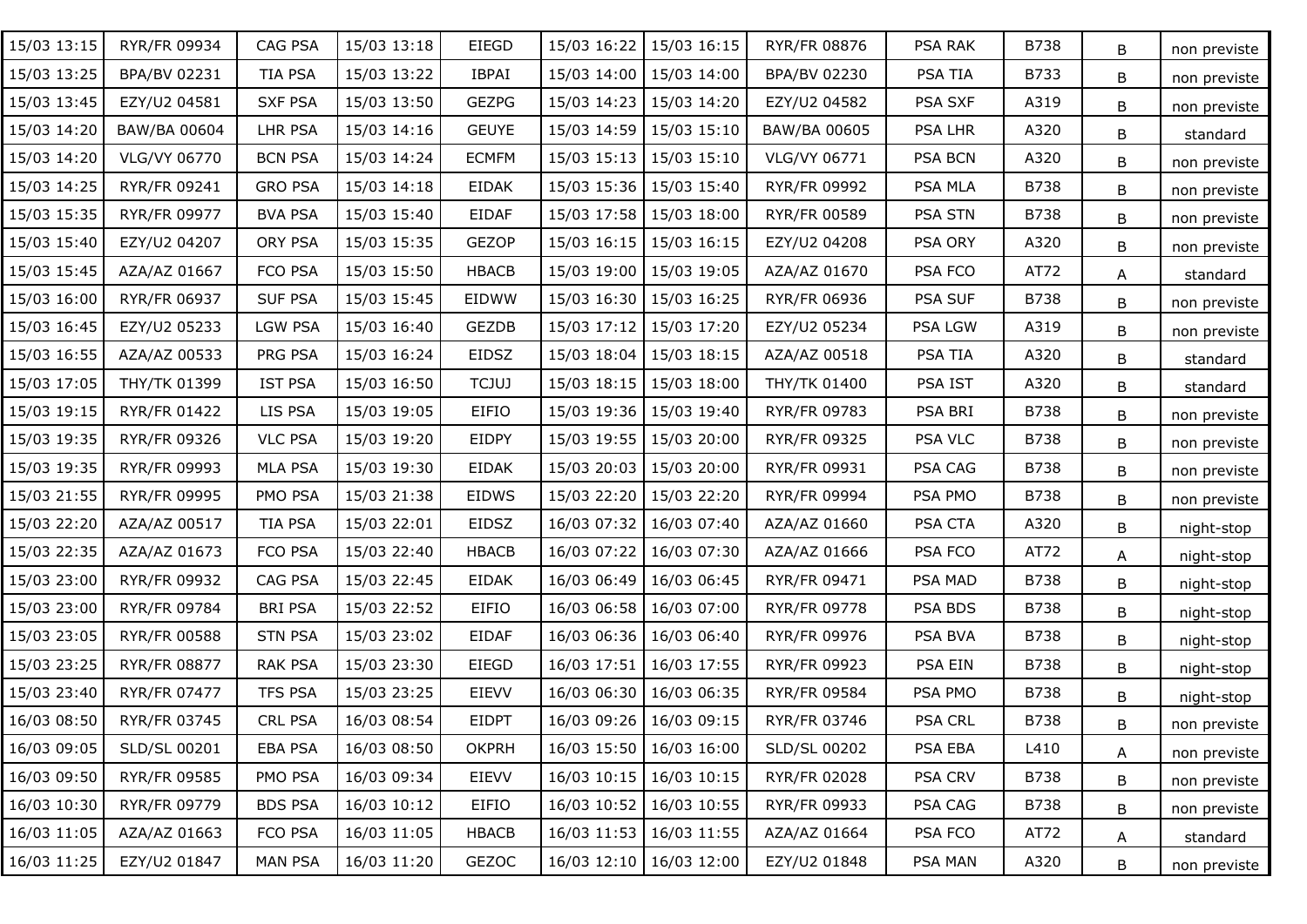| | | | | | | | | | | | |
|---|---|---|---|---|---|---|---|---|---|---|---|
| 15/03 13:15 | RYR/FR 09934 | CAG PSA | 15/03 13:18 | EIEGD | 15/03 16:22 | 15/03 16:15 | RYR/FR 08876 | PSA RAK | B738 | B | non previste |
| 15/03 13:25 | BPA/BV 02231 | TIA PSA | 15/03 13:22 | IBPAI | 15/03 14:00 | 15/03 14:00 | BPA/BV 02230 | PSA TIA | B733 | B | non previste |
| 15/03 13:45 | EZY/U2 04581 | SXF PSA | 15/03 13:50 | GEZPG | 15/03 14:23 | 15/03 14:20 | EZY/U2 04582 | PSA SXF | A319 | B | non previste |
| 15/03 14:20 | BAW/BA 00604 | LHR PSA | 15/03 14:16 | GEUYE | 15/03 14:59 | 15/03 15:10 | BAW/BA 00605 | PSA LHR | A320 | B | standard |
| 15/03 14:20 | VLG/VY 06770 | BCN PSA | 15/03 14:24 | ECMFM | 15/03 15:13 | 15/03 15:10 | VLG/VY 06771 | PSA BCN | A320 | B | non previste |
| 15/03 14:25 | RYR/FR 09241 | GRO PSA | 15/03 14:18 | EIDAK | 15/03 15:36 | 15/03 15:40 | RYR/FR 09992 | PSA MLA | B738 | B | non previste |
| 15/03 15:35 | RYR/FR 09977 | BVA PSA | 15/03 15:40 | EIDAF | 15/03 17:58 | 15/03 18:00 | RYR/FR 00589 | PSA STN | B738 | B | non previste |
| 15/03 15:40 | EZY/U2 04207 | ORY PSA | 15/03 15:35 | GEZOP | 15/03 16:15 | 15/03 16:15 | EZY/U2 04208 | PSA ORY | A320 | B | non previste |
| 15/03 15:45 | AZA/AZ 01667 | FCO PSA | 15/03 15:50 | HBACB | 15/03 19:00 | 15/03 19:05 | AZA/AZ 01670 | PSA FCO | AT72 | A | standard |
| 15/03 16:00 | RYR/FR 06937 | SUF PSA | 15/03 15:45 | EIDWW | 15/03 16:30 | 15/03 16:25 | RYR/FR 06936 | PSA SUF | B738 | B | non previste |
| 15/03 16:45 | EZY/U2 05233 | LGW PSA | 15/03 16:40 | GEZDB | 15/03 17:12 | 15/03 17:20 | EZY/U2 05234 | PSA LGW | A319 | B | non previste |
| 15/03 16:55 | AZA/AZ 00533 | PRG PSA | 15/03 16:24 | EIDSZ | 15/03 18:04 | 15/03 18:15 | AZA/AZ 00518 | PSA TIA | A320 | B | standard |
| 15/03 17:05 | THY/TK 01399 | IST PSA | 15/03 16:50 | TCJUJ | 15/03 18:15 | 15/03 18:00 | THY/TK 01400 | PSA IST | A320 | B | standard |
| 15/03 19:15 | RYR/FR 01422 | LIS PSA | 15/03 19:05 | EIFIO | 15/03 19:36 | 15/03 19:40 | RYR/FR 09783 | PSA BRI | B738 | B | non previste |
| 15/03 19:35 | RYR/FR 09326 | VLC PSA | 15/03 19:20 | EIDPY | 15/03 19:55 | 15/03 20:00 | RYR/FR 09325 | PSA VLC | B738 | B | non previste |
| 15/03 19:35 | RYR/FR 09993 | MLA PSA | 15/03 19:30 | EIDAK | 15/03 20:03 | 15/03 20:00 | RYR/FR 09931 | PSA CAG | B738 | B | non previste |
| 15/03 21:55 | RYR/FR 09995 | PMO PSA | 15/03 21:38 | EIDWS | 15/03 22:20 | 15/03 22:20 | RYR/FR 09994 | PSA PMO | B738 | B | non previste |
| 15/03 22:20 | AZA/AZ 00517 | TIA PSA | 15/03 22:01 | EIDSZ | 16/03 07:32 | 16/03 07:40 | AZA/AZ 01660 | PSA CTA | A320 | B | night-stop |
| 15/03 22:35 | AZA/AZ 01673 | FCO PSA | 15/03 22:40 | HBACB | 16/03 07:22 | 16/03 07:30 | AZA/AZ 01666 | PSA FCO | AT72 | A | night-stop |
| 15/03 23:00 | RYR/FR 09932 | CAG PSA | 15/03 22:45 | EIDAK | 16/03 06:49 | 16/03 06:45 | RYR/FR 09471 | PSA MAD | B738 | B | night-stop |
| 15/03 23:00 | RYR/FR 09784 | BRI PSA | 15/03 22:52 | EIFIO | 16/03 06:58 | 16/03 07:00 | RYR/FR 09778 | PSA BDS | B738 | B | night-stop |
| 15/03 23:05 | RYR/FR 00588 | STN PSA | 15/03 23:02 | EIDAF | 16/03 06:36 | 16/03 06:40 | RYR/FR 09976 | PSA BVA | B738 | B | night-stop |
| 15/03 23:25 | RYR/FR 08877 | RAK PSA | 15/03 23:30 | EIEGD | 16/03 17:51 | 16/03 17:55 | RYR/FR 09923 | PSA EIN | B738 | B | night-stop |
| 15/03 23:40 | RYR/FR 07477 | TFS PSA | 15/03 23:25 | EIEVV | 16/03 06:30 | 16/03 06:35 | RYR/FR 09584 | PSA PMO | B738 | B | night-stop |
| 16/03 08:50 | RYR/FR 03745 | CRL PSA | 16/03 08:54 | EIDPT | 16/03 09:26 | 16/03 09:15 | RYR/FR 03746 | PSA CRL | B738 | B | non previste |
| 16/03 09:05 | SLD/SL 00201 | EBA PSA | 16/03 08:50 | OKPRH | 16/03 15:50 | 16/03 16:00 | SLD/SL 00202 | PSA EBA | L410 | A | non previste |
| 16/03 09:50 | RYR/FR 09585 | PMO PSA | 16/03 09:34 | EIEVV | 16/03 10:15 | 16/03 10:15 | RYR/FR 02028 | PSA CRV | B738 | B | non previste |
| 16/03 10:30 | RYR/FR 09779 | BDS PSA | 16/03 10:12 | EIFIO | 16/03 10:52 | 16/03 10:55 | RYR/FR 09933 | PSA CAG | B738 | B | non previste |
| 16/03 11:05 | AZA/AZ 01663 | FCO PSA | 16/03 11:05 | HBACB | 16/03 11:53 | 16/03 11:55 | AZA/AZ 01664 | PSA FCO | AT72 | A | standard |
| 16/03 11:25 | EZY/U2 01847 | MAN PSA | 16/03 11:20 | GEZOC | 16/03 12:10 | 16/03 12:00 | EZY/U2 01848 | PSA MAN | A320 | B | non previste |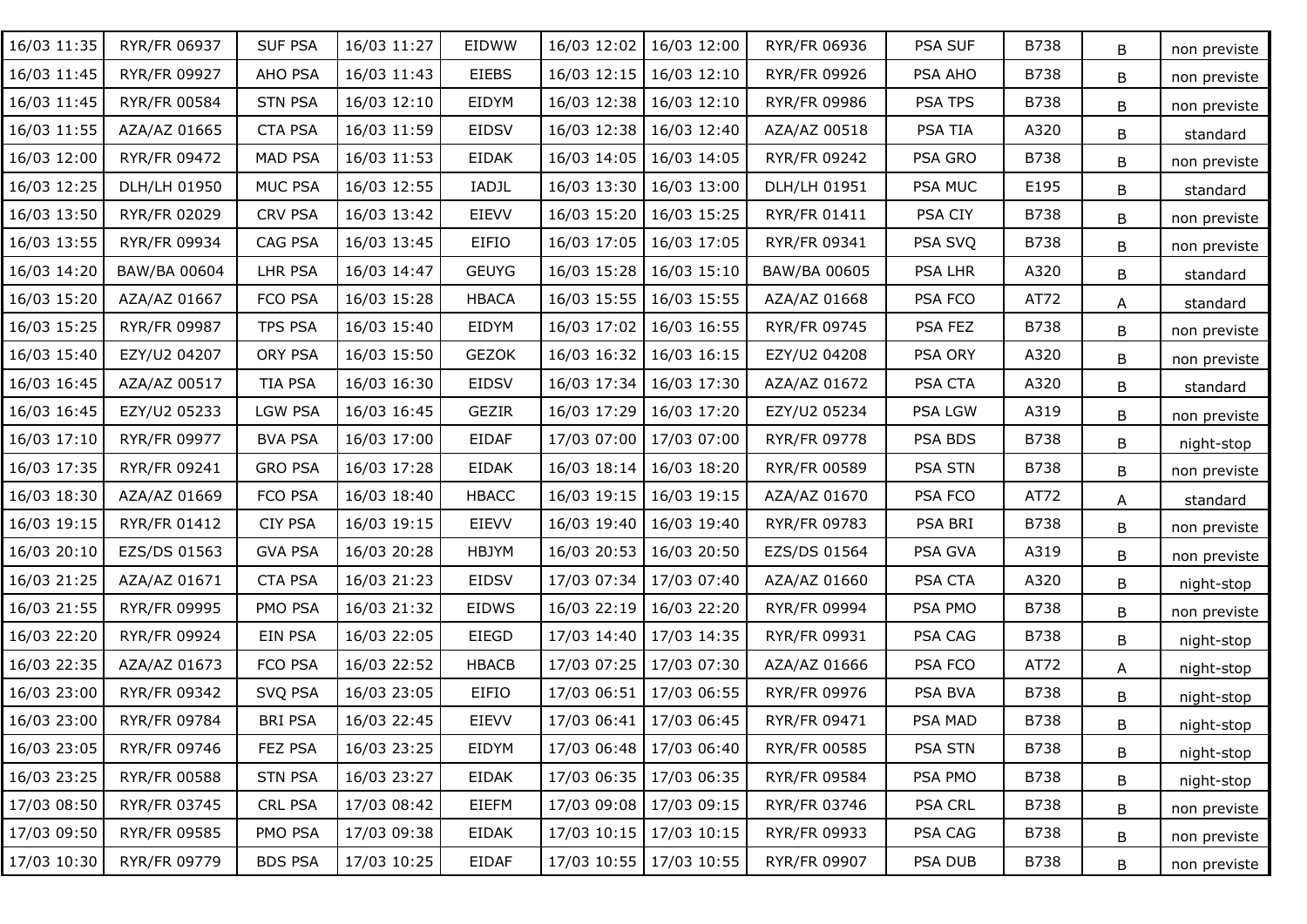| | | | | | | | | | | | |
|---|---|---|---|---|---|---|---|---|---|---|---|
| 16/03 11:35 | RYR/FR 06937 | SUF PSA | 16/03 11:27 | EIDWW | 16/03 12:02 | 16/03 12:00 | RYR/FR 06936 | PSA SUF | B738 | B | non previste |
| 16/03 11:45 | RYR/FR 09927 | AHO PSA | 16/03 11:43 | EIEBS | 16/03 12:15 | 16/03 12:10 | RYR/FR 09926 | PSA AHO | B738 | B | non previste |
| 16/03 11:45 | RYR/FR 00584 | STN PSA | 16/03 12:10 | EIDYM | 16/03 12:38 | 16/03 12:10 | RYR/FR 09986 | PSA TPS | B738 | B | non previste |
| 16/03 11:55 | AZA/AZ 01665 | CTA PSA | 16/03 11:59 | EIDSV | 16/03 12:38 | 16/03 12:40 | AZA/AZ 00518 | PSA TIA | A320 | B | standard |
| 16/03 12:00 | RYR/FR 09472 | MAD PSA | 16/03 11:53 | EIDAK | 16/03 14:05 | 16/03 14:05 | RYR/FR 09242 | PSA GRO | B738 | B | non previste |
| 16/03 12:25 | DLH/LH 01950 | MUC PSA | 16/03 12:55 | IADJL | 16/03 13:30 | 16/03 13:00 | DLH/LH 01951 | PSA MUC | E195 | B | standard |
| 16/03 13:50 | RYR/FR 02029 | CRV PSA | 16/03 13:42 | EIEVV | 16/03 15:20 | 16/03 15:25 | RYR/FR 01411 | PSA CIY | B738 | B | non previste |
| 16/03 13:55 | RYR/FR 09934 | CAG PSA | 16/03 13:45 | EIFIO | 16/03 17:05 | 16/03 17:05 | RYR/FR 09341 | PSA SVQ | B738 | B | non previste |
| 16/03 14:20 | BAW/BA 00604 | LHR PSA | 16/03 14:47 | GEUYG | 16/03 15:28 | 16/03 15:10 | BAW/BA 00605 | PSA LHR | A320 | B | standard |
| 16/03 15:20 | AZA/AZ 01667 | FCO PSA | 16/03 15:28 | HBACA | 16/03 15:55 | 16/03 15:55 | AZA/AZ 01668 | PSA FCO | AT72 | A | standard |
| 16/03 15:25 | RYR/FR 09987 | TPS PSA | 16/03 15:40 | EIDYM | 16/03 17:02 | 16/03 16:55 | RYR/FR 09745 | PSA FEZ | B738 | B | non previste |
| 16/03 15:40 | EZY/U2 04207 | ORY PSA | 16/03 15:50 | GEZOK | 16/03 16:32 | 16/03 16:15 | EZY/U2 04208 | PSA ORY | A320 | B | non previste |
| 16/03 16:45 | AZA/AZ 00517 | TIA PSA | 16/03 16:30 | EIDSV | 16/03 17:34 | 16/03 17:30 | AZA/AZ 01672 | PSA CTA | A320 | B | standard |
| 16/03 16:45 | EZY/U2 05233 | LGW PSA | 16/03 16:45 | GEZIR | 16/03 17:29 | 16/03 17:20 | EZY/U2 05234 | PSA LGW | A319 | B | non previste |
| 16/03 17:10 | RYR/FR 09977 | BVA PSA | 16/03 17:00 | EIDAF | 17/03 07:00 | 17/03 07:00 | RYR/FR 09778 | PSA BDS | B738 | B | night-stop |
| 16/03 17:35 | RYR/FR 09241 | GRO PSA | 16/03 17:28 | EIDAK | 16/03 18:14 | 16/03 18:20 | RYR/FR 00589 | PSA STN | B738 | B | non previste |
| 16/03 18:30 | AZA/AZ 01669 | FCO PSA | 16/03 18:40 | HBACC | 16/03 19:15 | 16/03 19:15 | AZA/AZ 01670 | PSA FCO | AT72 | A | standard |
| 16/03 19:15 | RYR/FR 01412 | CIY PSA | 16/03 19:15 | EIEVV | 16/03 19:40 | 16/03 19:40 | RYR/FR 09783 | PSA BRI | B738 | B | non previste |
| 16/03 20:10 | EZS/DS 01563 | GVA PSA | 16/03 20:28 | HBJYM | 16/03 20:53 | 16/03 20:50 | EZS/DS 01564 | PSA GVA | A319 | B | non previste |
| 16/03 21:25 | AZA/AZ 01671 | CTA PSA | 16/03 21:23 | EIDSV | 17/03 07:34 | 17/03 07:40 | AZA/AZ 01660 | PSA CTA | A320 | B | night-stop |
| 16/03 21:55 | RYR/FR 09995 | PMO PSA | 16/03 21:32 | EIDWS | 16/03 22:19 | 16/03 22:20 | RYR/FR 09994 | PSA PMO | B738 | B | non previste |
| 16/03 22:20 | RYR/FR 09924 | EIN PSA | 16/03 22:05 | EIEGD | 17/03 14:40 | 17/03 14:35 | RYR/FR 09931 | PSA CAG | B738 | B | night-stop |
| 16/03 22:35 | AZA/AZ 01673 | FCO PSA | 16/03 22:52 | HBACB | 17/03 07:25 | 17/03 07:30 | AZA/AZ 01666 | PSA FCO | AT72 | A | night-stop |
| 16/03 23:00 | RYR/FR 09342 | SVQ PSA | 16/03 23:05 | EIFIO | 17/03 06:51 | 17/03 06:55 | RYR/FR 09976 | PSA BVA | B738 | B | night-stop |
| 16/03 23:00 | RYR/FR 09784 | BRI PSA | 16/03 22:45 | EIEVV | 17/03 06:41 | 17/03 06:45 | RYR/FR 09471 | PSA MAD | B738 | B | night-stop |
| 16/03 23:05 | RYR/FR 09746 | FEZ PSA | 16/03 23:25 | EIDYM | 17/03 06:48 | 17/03 06:40 | RYR/FR 00585 | PSA STN | B738 | B | night-stop |
| 16/03 23:25 | RYR/FR 00588 | STN PSA | 16/03 23:27 | EIDAK | 17/03 06:35 | 17/03 06:35 | RYR/FR 09584 | PSA PMO | B738 | B | night-stop |
| 17/03 08:50 | RYR/FR 03745 | CRL PSA | 17/03 08:42 | EIEFM | 17/03 09:08 | 17/03 09:15 | RYR/FR 03746 | PSA CRL | B738 | B | non previste |
| 17/03 09:50 | RYR/FR 09585 | PMO PSA | 17/03 09:38 | EIDAK | 17/03 10:15 | 17/03 10:15 | RYR/FR 09933 | PSA CAG | B738 | B | non previste |
| 17/03 10:30 | RYR/FR 09779 | BDS PSA | 17/03 10:25 | EIDAF | 17/03 10:55 | 17/03 10:55 | RYR/FR 09907 | PSA DUB | B738 | B | non previste |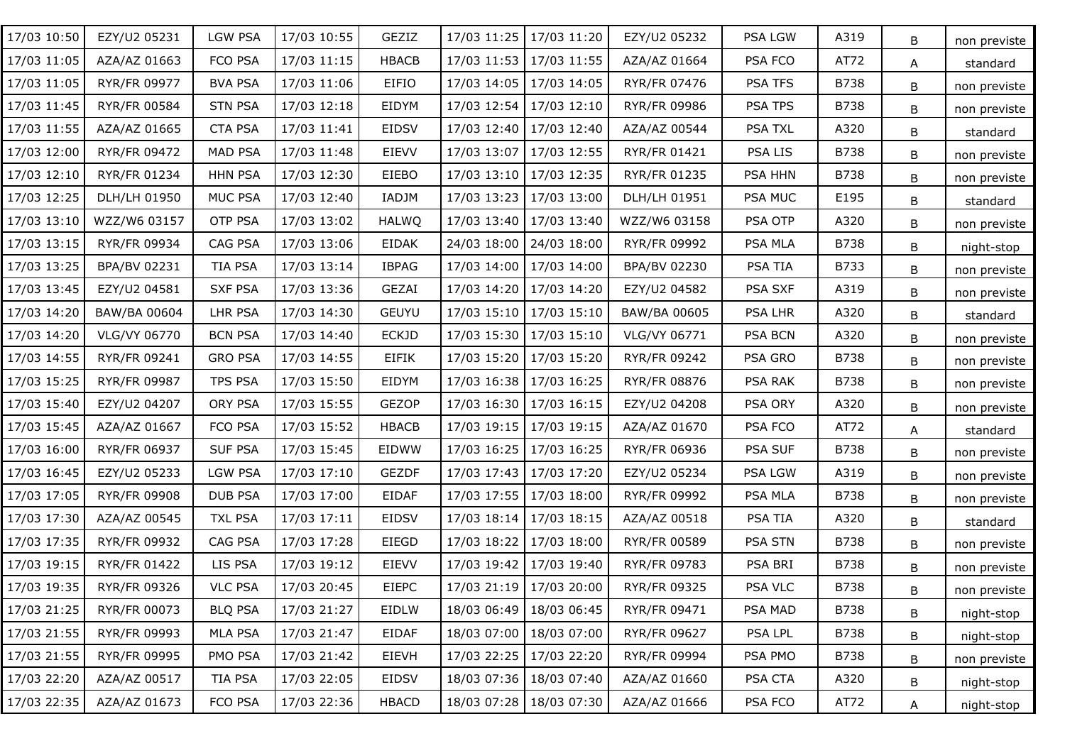| 17/03 10:50 | EZY/U2 05231 | LGW PSA | 17/03 10:55 | GEZIZ | 17/03 11:25 | 17/03 11:20 | EZY/U2 05232 | PSA LGW | A319 | B | non previste |
|---|---|---|---|---|---|---|---|---|---|---|---|
| 17/03 11:05 | AZA/AZ 01663 | FCO PSA | 17/03 11:15 | HBACB | 17/03 11:53 | 17/03 11:55 | AZA/AZ 01664 | PSA FCO | AT72 | A | standard |
| 17/03 11:05 | RYR/FR 09977 | BVA PSA | 17/03 11:06 | EIFIO | 17/03 14:05 | 17/03 14:05 | RYR/FR 07476 | PSA TFS | B738 | B | non previste |
| 17/03 11:45 | RYR/FR 00584 | STN PSA | 17/03 12:18 | EIDYM | 17/03 12:54 | 17/03 12:10 | RYR/FR 09986 | PSA TPS | B738 | B | non previste |
| 17/03 11:55 | AZA/AZ 01665 | CTA PSA | 17/03 11:41 | EIDSV | 17/03 12:40 | 17/03 12:40 | AZA/AZ 00544 | PSA TXL | A320 | B | standard |
| 17/03 12:00 | RYR/FR 09472 | MAD PSA | 17/03 11:48 | EIEVV | 17/03 13:07 | 17/03 12:55 | RYR/FR 01421 | PSA LIS | B738 | B | non previste |
| 17/03 12:10 | RYR/FR 01234 | HHN PSA | 17/03 12:30 | EIEBO | 17/03 13:10 | 17/03 12:35 | RYR/FR 01235 | PSA HHN | B738 | B | non previste |
| 17/03 12:25 | DLH/LH 01950 | MUC PSA | 17/03 12:40 | IADJM | 17/03 13:23 | 17/03 13:00 | DLH/LH 01951 | PSA MUC | E195 | B | standard |
| 17/03 13:10 | WZZ/W6 03157 | OTP PSA | 17/03 13:02 | HALWQ | 17/03 13:40 | 17/03 13:40 | WZZ/W6 03158 | PSA OTP | A320 | B | non previste |
| 17/03 13:15 | RYR/FR 09934 | CAG PSA | 17/03 13:06 | EIDAK | 24/03 18:00 | 24/03 18:00 | RYR/FR 09992 | PSA MLA | B738 | B | night-stop |
| 17/03 13:25 | BPA/BV 02231 | TIA PSA | 17/03 13:14 | IBPAG | 17/03 14:00 | 17/03 14:00 | BPA/BV 02230 | PSA TIA | B733 | B | non previste |
| 17/03 13:45 | EZY/U2 04581 | SXF PSA | 17/03 13:36 | GEZAI | 17/03 14:20 | 17/03 14:20 | EZY/U2 04582 | PSA SXF | A319 | B | non previste |
| 17/03 14:20 | BAW/BA 00604 | LHR PSA | 17/03 14:30 | GEUYU | 17/03 15:10 | 17/03 15:10 | BAW/BA 00605 | PSA LHR | A320 | B | standard |
| 17/03 14:20 | VLG/VY 06770 | BCN PSA | 17/03 14:40 | ECKJD | 17/03 15:30 | 17/03 15:10 | VLG/VY 06771 | PSA BCN | A320 | B | non previste |
| 17/03 14:55 | RYR/FR 09241 | GRO PSA | 17/03 14:55 | EIFIK | 17/03 15:20 | 17/03 15:20 | RYR/FR 09242 | PSA GRO | B738 | B | non previste |
| 17/03 15:25 | RYR/FR 09987 | TPS PSA | 17/03 15:50 | EIDYM | 17/03 16:38 | 17/03 16:25 | RYR/FR 08876 | PSA RAK | B738 | B | non previste |
| 17/03 15:40 | EZY/U2 04207 | ORY PSA | 17/03 15:55 | GEZOP | 17/03 16:30 | 17/03 16:15 | EZY/U2 04208 | PSA ORY | A320 | B | non previste |
| 17/03 15:45 | AZA/AZ 01667 | FCO PSA | 17/03 15:52 | HBACB | 17/03 19:15 | 17/03 19:15 | AZA/AZ 01670 | PSA FCO | AT72 | A | standard |
| 17/03 16:00 | RYR/FR 06937 | SUF PSA | 17/03 15:45 | EIDWW | 17/03 16:25 | 17/03 16:25 | RYR/FR 06936 | PSA SUF | B738 | B | non previste |
| 17/03 16:45 | EZY/U2 05233 | LGW PSA | 17/03 17:10 | GEZDF | 17/03 17:43 | 17/03 17:20 | EZY/U2 05234 | PSA LGW | A319 | B | non previste |
| 17/03 17:05 | RYR/FR 09908 | DUB PSA | 17/03 17:00 | EIDAF | 17/03 17:55 | 17/03 18:00 | RYR/FR 09992 | PSA MLA | B738 | B | non previste |
| 17/03 17:30 | AZA/AZ 00545 | TXL PSA | 17/03 17:11 | EIDSV | 17/03 18:14 | 17/03 18:15 | AZA/AZ 00518 | PSA TIA | A320 | B | standard |
| 17/03 17:35 | RYR/FR 09932 | CAG PSA | 17/03 17:28 | EIEGD | 17/03 18:22 | 17/03 18:00 | RYR/FR 00589 | PSA STN | B738 | B | non previste |
| 17/03 19:15 | RYR/FR 01422 | LIS PSA | 17/03 19:12 | EIEVV | 17/03 19:42 | 17/03 19:40 | RYR/FR 09783 | PSA BRI | B738 | B | non previste |
| 17/03 19:35 | RYR/FR 09326 | VLC PSA | 17/03 20:45 | EIEPC | 17/03 21:19 | 17/03 20:00 | RYR/FR 09325 | PSA VLC | B738 | B | non previste |
| 17/03 21:25 | RYR/FR 00073 | BLQ PSA | 17/03 21:27 | EIDLW | 18/03 06:49 | 18/03 06:45 | RYR/FR 09471 | PSA MAD | B738 | B | night-stop |
| 17/03 21:55 | RYR/FR 09993 | MLA PSA | 17/03 21:47 | EIDAF | 18/03 07:00 | 18/03 07:00 | RYR/FR 09627 | PSA LPL | B738 | B | night-stop |
| 17/03 21:55 | RYR/FR 09995 | PMO PSA | 17/03 21:42 | EIEVH | 17/03 22:25 | 17/03 22:20 | RYR/FR 09994 | PSA PMO | B738 | B | non previste |
| 17/03 22:20 | AZA/AZ 00517 | TIA PSA | 17/03 22:05 | EIDSV | 18/03 07:36 | 18/03 07:40 | AZA/AZ 01660 | PSA CTA | A320 | B | night-stop |
| 17/03 22:35 | AZA/AZ 01673 | FCO PSA | 17/03 22:36 | HBACD | 18/03 07:28 | 18/03 07:30 | AZA/AZ 01666 | PSA FCO | AT72 | A | night-stop |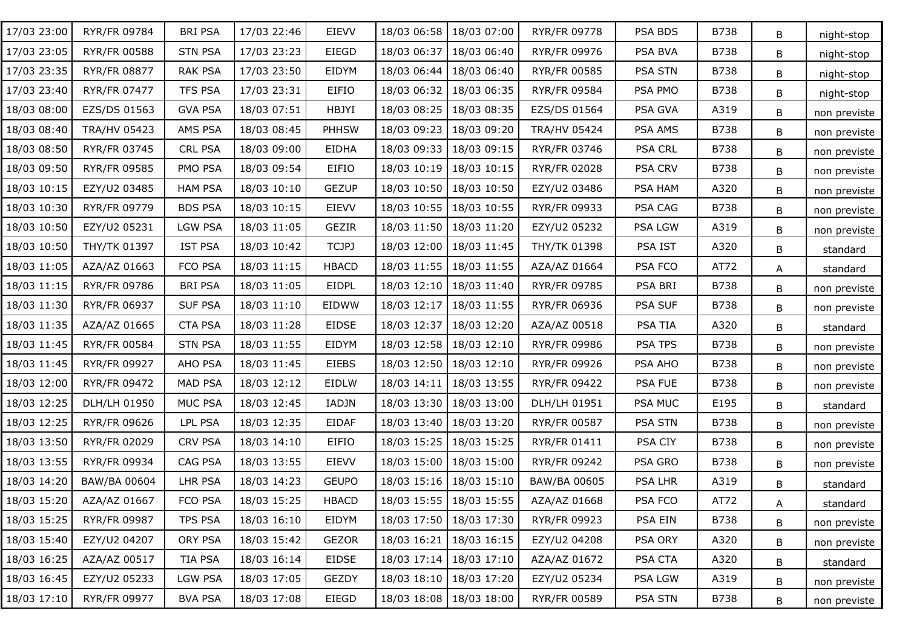| | | | | | | | | | | | |
|---|---|---|---|---|---|---|---|---|---|---|---|
| 17/03 23:00 | RYR/FR 09784 | BRI PSA | 17/03 22:46 | EIEVV | 18/03 06:58 | 18/03 07:00 | RYR/FR 09778 | PSA BDS | B738 | B | night-stop |
| 17/03 23:05 | RYR/FR 00588 | STN PSA | 17/03 23:23 | EIEGD | 18/03 06:37 | 18/03 06:40 | RYR/FR 09976 | PSA BVA | B738 | B | night-stop |
| 17/03 23:35 | RYR/FR 08877 | RAK PSA | 17/03 23:50 | EIDYM | 18/03 06:44 | 18/03 06:40 | RYR/FR 00585 | PSA STN | B738 | B | night-stop |
| 17/03 23:40 | RYR/FR 07477 | TFS PSA | 17/03 23:31 | EIFIO | 18/03 06:32 | 18/03 06:35 | RYR/FR 09584 | PSA PMO | B738 | B | night-stop |
| 18/03 08:00 | EZS/DS 01563 | GVA PSA | 18/03 07:51 | HBJYI | 18/03 08:25 | 18/03 08:35 | EZS/DS 01564 | PSA GVA | A319 | B | non previste |
| 18/03 08:40 | TRA/HV 05423 | AMS PSA | 18/03 08:45 | PHHSW | 18/03 09:23 | 18/03 09:20 | TRA/HV 05424 | PSA AMS | B738 | B | non previste |
| 18/03 08:50 | RYR/FR 03745 | CRL PSA | 18/03 09:00 | EIDHA | 18/03 09:33 | 18/03 09:15 | RYR/FR 03746 | PSA CRL | B738 | B | non previste |
| 18/03 09:50 | RYR/FR 09585 | PMO PSA | 18/03 09:54 | EIFIO | 18/03 10:19 | 18/03 10:15 | RYR/FR 02028 | PSA CRV | B738 | B | non previste |
| 18/03 10:15 | EZY/U2 03485 | HAM PSA | 18/03 10:10 | GEZUP | 18/03 10:50 | 18/03 10:50 | EZY/U2 03486 | PSA HAM | A320 | B | non previste |
| 18/03 10:30 | RYR/FR 09779 | BDS PSA | 18/03 10:15 | EIEVV | 18/03 10:55 | 18/03 10:55 | RYR/FR 09933 | PSA CAG | B738 | B | non previste |
| 18/03 10:50 | EZY/U2 05231 | LGW PSA | 18/03 11:05 | GEZIR | 18/03 11:50 | 18/03 11:20 | EZY/U2 05232 | PSA LGW | A319 | B | non previste |
| 18/03 10:50 | THY/TK 01397 | IST PSA | 18/03 10:42 | TCJPJ | 18/03 12:00 | 18/03 11:45 | THY/TK 01398 | PSA IST | A320 | B | standard |
| 18/03 11:05 | AZA/AZ 01663 | FCO PSA | 18/03 11:15 | HBACD | 18/03 11:55 | 18/03 11:55 | AZA/AZ 01664 | PSA FCO | AT72 | A | standard |
| 18/03 11:15 | RYR/FR 09786 | BRI PSA | 18/03 11:05 | EIDPL | 18/03 12:10 | 18/03 11:40 | RYR/FR 09785 | PSA BRI | B738 | B | non previste |
| 18/03 11:30 | RYR/FR 06937 | SUF PSA | 18/03 11:10 | EIDWW | 18/03 12:17 | 18/03 11:55 | RYR/FR 06936 | PSA SUF | B738 | B | non previste |
| 18/03 11:35 | AZA/AZ 01665 | CTA PSA | 18/03 11:28 | EIDSE | 18/03 12:37 | 18/03 12:20 | AZA/AZ 00518 | PSA TIA | A320 | B | standard |
| 18/03 11:45 | RYR/FR 00584 | STN PSA | 18/03 11:55 | EIDYM | 18/03 12:58 | 18/03 12:10 | RYR/FR 09986 | PSA TPS | B738 | B | non previste |
| 18/03 11:45 | RYR/FR 09927 | AHO PSA | 18/03 11:45 | EIEBS | 18/03 12:50 | 18/03 12:10 | RYR/FR 09926 | PSA AHO | B738 | B | non previste |
| 18/03 12:00 | RYR/FR 09472 | MAD PSA | 18/03 12:12 | EIDLW | 18/03 14:11 | 18/03 13:55 | RYR/FR 09422 | PSA FUE | B738 | B | non previste |
| 18/03 12:25 | DLH/LH 01950 | MUC PSA | 18/03 12:45 | IADJN | 18/03 13:30 | 18/03 13:00 | DLH/LH 01951 | PSA MUC | E195 | B | standard |
| 18/03 12:25 | RYR/FR 09626 | LPL PSA | 18/03 12:35 | EIDAF | 18/03 13:40 | 18/03 13:20 | RYR/FR 00587 | PSA STN | B738 | B | non previste |
| 18/03 13:50 | RYR/FR 02029 | CRV PSA | 18/03 14:10 | EIFIO | 18/03 15:25 | 18/03 15:25 | RYR/FR 01411 | PSA CIY | B738 | B | non previste |
| 18/03 13:55 | RYR/FR 09934 | CAG PSA | 18/03 13:55 | EIEVV | 18/03 15:00 | 18/03 15:00 | RYR/FR 09242 | PSA GRO | B738 | B | non previste |
| 18/03 14:20 | BAW/BA 00604 | LHR PSA | 18/03 14:23 | GEUPO | 18/03 15:16 | 18/03 15:10 | BAW/BA 00605 | PSA LHR | A319 | B | standard |
| 18/03 15:20 | AZA/AZ 01667 | FCO PSA | 18/03 15:25 | HBACD | 18/03 15:55 | 18/03 15:55 | AZA/AZ 01668 | PSA FCO | AT72 | A | standard |
| 18/03 15:25 | RYR/FR 09987 | TPS PSA | 18/03 16:10 | EIDYM | 18/03 17:50 | 18/03 17:30 | RYR/FR 09923 | PSA EIN | B738 | B | non previste |
| 18/03 15:40 | EZY/U2 04207 | ORY PSA | 18/03 15:42 | GEZOR | 18/03 16:21 | 18/03 16:15 | EZY/U2 04208 | PSA ORY | A320 | B | non previste |
| 18/03 16:25 | AZA/AZ 00517 | TIA PSA | 18/03 16:14 | EIDSE | 18/03 17:14 | 18/03 17:10 | AZA/AZ 01672 | PSA CTA | A320 | B | standard |
| 18/03 16:45 | EZY/U2 05233 | LGW PSA | 18/03 17:05 | GEZDY | 18/03 18:10 | 18/03 17:20 | EZY/U2 05234 | PSA LGW | A319 | B | non previste |
| 18/03 17:10 | RYR/FR 09977 | BVA PSA | 18/03 17:08 | EIEGD | 18/03 18:08 | 18/03 18:00 | RYR/FR 00589 | PSA STN | B738 | B | non previste |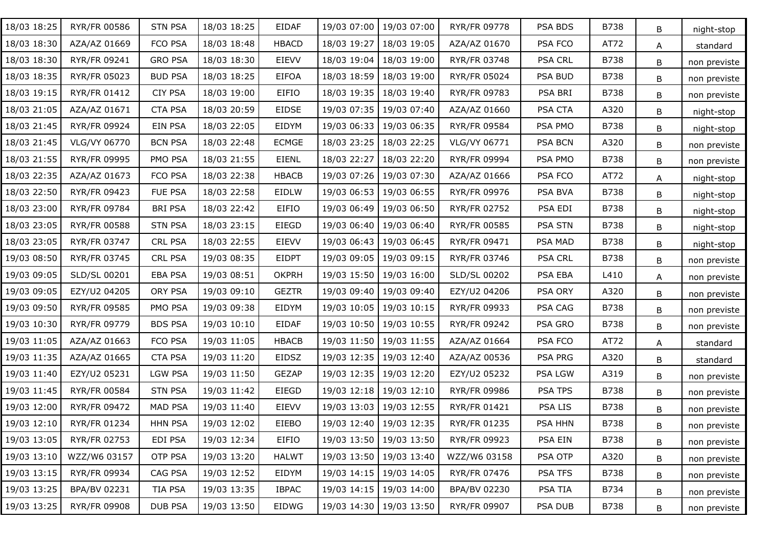| 18/03 18:25 | RYR/FR 00586 | STN PSA | 18/03 18:25 | EIDAF | 19/03 07:00 | 19/03 07:00 | RYR/FR 09778 | PSA BDS | B738 | B | night-stop |
|---|---|---|---|---|---|---|---|---|---|---|---|
| 18/03 18:30 | AZA/AZ 01669 | FCO PSA | 18/03 18:48 | HBACD | 18/03 19:27 | 18/03 19:05 | AZA/AZ 01670 | PSA FCO | AT72 | A | standard |
| 18/03 18:30 | RYR/FR 09241 | GRO PSA | 18/03 18:30 | EIEVV | 18/03 19:04 | 18/03 19:00 | RYR/FR 03748 | PSA CRL | B738 | B | non previste |
| 18/03 18:35 | RYR/FR 05023 | BUD PSA | 18/03 18:25 | EIFOA | 18/03 18:59 | 18/03 19:00 | RYR/FR 05024 | PSA BUD | B738 | B | non previste |
| 18/03 19:15 | RYR/FR 01412 | CIY PSA | 18/03 19:00 | EIFIO | 18/03 19:35 | 18/03 19:40 | RYR/FR 09783 | PSA BRI | B738 | B | non previste |
| 18/03 21:05 | AZA/AZ 01671 | CTA PSA | 18/03 20:59 | EIDSE | 19/03 07:35 | 19/03 07:40 | AZA/AZ 01660 | PSA CTA | A320 | B | night-stop |
| 18/03 21:45 | RYR/FR 09924 | EIN PSA | 18/03 22:05 | EIDYM | 19/03 06:33 | 19/03 06:35 | RYR/FR 09584 | PSA PMO | B738 | B | night-stop |
| 18/03 21:45 | VLG/VY 06770 | BCN PSA | 18/03 22:48 | ECMGE | 18/03 23:25 | 18/03 22:25 | VLG/VY 06771 | PSA BCN | A320 | B | non previste |
| 18/03 21:55 | RYR/FR 09995 | PMO PSA | 18/03 21:55 | EIENL | 18/03 22:27 | 18/03 22:20 | RYR/FR 09994 | PSA PMO | B738 | B | non previste |
| 18/03 22:35 | AZA/AZ 01673 | FCO PSA | 18/03 22:38 | HBACB | 19/03 07:26 | 19/03 07:30 | AZA/AZ 01666 | PSA FCO | AT72 | A | night-stop |
| 18/03 22:50 | RYR/FR 09423 | FUE PSA | 18/03 22:58 | EIDLW | 19/03 06:53 | 19/03 06:55 | RYR/FR 09976 | PSA BVA | B738 | B | night-stop |
| 18/03 23:00 | RYR/FR 09784 | BRI PSA | 18/03 22:42 | EIFIO | 19/03 06:49 | 19/03 06:50 | RYR/FR 02752 | PSA EDI | B738 | B | night-stop |
| 18/03 23:05 | RYR/FR 00588 | STN PSA | 18/03 23:15 | EIEGD | 19/03 06:40 | 19/03 06:40 | RYR/FR 00585 | PSA STN | B738 | B | night-stop |
| 18/03 23:05 | RYR/FR 03747 | CRL PSA | 18/03 22:55 | EIEVV | 19/03 06:43 | 19/03 06:45 | RYR/FR 09471 | PSA MAD | B738 | B | night-stop |
| 19/03 08:50 | RYR/FR 03745 | CRL PSA | 19/03 08:35 | EIDPT | 19/03 09:05 | 19/03 09:15 | RYR/FR 03746 | PSA CRL | B738 | B | non previste |
| 19/03 09:05 | SLD/SL 00201 | EBA PSA | 19/03 08:51 | OKPRH | 19/03 15:50 | 19/03 16:00 | SLD/SL 00202 | PSA EBA | L410 | A | non previste |
| 19/03 09:05 | EZY/U2 04205 | ORY PSA | 19/03 09:10 | GEZTR | 19/03 09:40 | 19/03 09:40 | EZY/U2 04206 | PSA ORY | A320 | B | non previste |
| 19/03 09:50 | RYR/FR 09585 | PMO PSA | 19/03 09:38 | EIDYM | 19/03 10:05 | 19/03 10:15 | RYR/FR 09933 | PSA CAG | B738 | B | non previste |
| 19/03 10:30 | RYR/FR 09779 | BDS PSA | 19/03 10:10 | EIDAF | 19/03 10:50 | 19/03 10:55 | RYR/FR 09242 | PSA GRO | B738 | B | non previste |
| 19/03 11:05 | AZA/AZ 01663 | FCO PSA | 19/03 11:05 | HBACB | 19/03 11:50 | 19/03 11:55 | AZA/AZ 01664 | PSA FCO | AT72 | A | standard |
| 19/03 11:35 | AZA/AZ 01665 | CTA PSA | 19/03 11:20 | EIDSZ | 19/03 12:35 | 19/03 12:40 | AZA/AZ 00536 | PSA PRG | A320 | B | standard |
| 19/03 11:40 | EZY/U2 05231 | LGW PSA | 19/03 11:50 | GEZAP | 19/03 12:35 | 19/03 12:20 | EZY/U2 05232 | PSA LGW | A319 | B | non previste |
| 19/03 11:45 | RYR/FR 00584 | STN PSA | 19/03 11:42 | EIEGD | 19/03 12:18 | 19/03 12:10 | RYR/FR 09986 | PSA TPS | B738 | B | non previste |
| 19/03 12:00 | RYR/FR 09472 | MAD PSA | 19/03 11:40 | EIEVV | 19/03 13:03 | 19/03 12:55 | RYR/FR 01421 | PSA LIS | B738 | B | non previste |
| 19/03 12:10 | RYR/FR 01234 | HHN PSA | 19/03 12:02 | EIEBO | 19/03 12:40 | 19/03 12:35 | RYR/FR 01235 | PSA HHN | B738 | B | non previste |
| 19/03 13:05 | RYR/FR 02753 | EDI PSA | 19/03 12:34 | EIFIO | 19/03 13:50 | 19/03 13:50 | RYR/FR 09923 | PSA EIN | B738 | B | non previste |
| 19/03 13:10 | WZZ/W6 03157 | OTP PSA | 19/03 13:20 | HALWT | 19/03 13:50 | 19/03 13:40 | WZZ/W6 03158 | PSA OTP | A320 | B | non previste |
| 19/03 13:15 | RYR/FR 09934 | CAG PSA | 19/03 12:52 | EIDYM | 19/03 14:15 | 19/03 14:05 | RYR/FR 07476 | PSA TFS | B738 | B | non previste |
| 19/03 13:25 | BPA/BV 02231 | TIA PSA | 19/03 13:35 | IBPAC | 19/03 14:15 | 19/03 14:00 | BPA/BV 02230 | PSA TIA | B734 | B | non previste |
| 19/03 13:25 | RYR/FR 09908 | DUB PSA | 19/03 13:50 | EIDWG | 19/03 14:30 | 19/03 13:50 | RYR/FR 09907 | PSA DUB | B738 | B | non previste |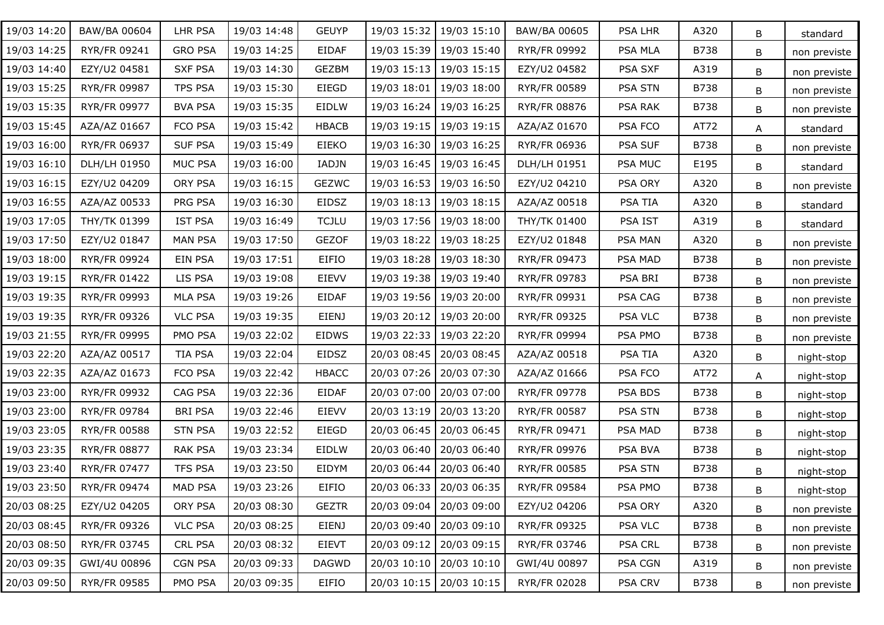| | | | | | | | | | | | |
|---|---|---|---|---|---|---|---|---|---|---|---|
| 19/03 14:20 | BAW/BA 00604 | LHR PSA | 19/03 14:48 | GEUYP | 19/03 15:32 | 19/03 15:10 | BAW/BA 00605 | PSA LHR | A320 | B | standard |
| 19/03 14:25 | RYR/FR 09241 | GRO PSA | 19/03 14:25 | EIDAF | 19/03 15:39 | 19/03 15:40 | RYR/FR 09992 | PSA MLA | B738 | B | non previste |
| 19/03 14:40 | EZY/U2 04581 | SXF PSA | 19/03 14:30 | GEZBM | 19/03 15:13 | 19/03 15:15 | EZY/U2 04582 | PSA SXF | A319 | B | non previste |
| 19/03 15:25 | RYR/FR 09987 | TPS PSA | 19/03 15:30 | EIEGD | 19/03 18:01 | 19/03 18:00 | RYR/FR 00589 | PSA STN | B738 | B | non previste |
| 19/03 15:35 | RYR/FR 09977 | BVA PSA | 19/03 15:35 | EIDLW | 19/03 16:24 | 19/03 16:25 | RYR/FR 08876 | PSA RAK | B738 | B | non previste |
| 19/03 15:45 | AZA/AZ 01667 | FCO PSA | 19/03 15:42 | HBACB | 19/03 19:15 | 19/03 19:15 | AZA/AZ 01670 | PSA FCO | AT72 | A | standard |
| 19/03 16:00 | RYR/FR 06937 | SUF PSA | 19/03 15:49 | EIEKO | 19/03 16:30 | 19/03 16:25 | RYR/FR 06936 | PSA SUF | B738 | B | non previste |
| 19/03 16:10 | DLH/LH 01950 | MUC PSA | 19/03 16:00 | IADJN | 19/03 16:45 | 19/03 16:45 | DLH/LH 01951 | PSA MUC | E195 | B | standard |
| 19/03 16:15 | EZY/U2 04209 | ORY PSA | 19/03 16:15 | GEZWC | 19/03 16:53 | 19/03 16:50 | EZY/U2 04210 | PSA ORY | A320 | B | non previste |
| 19/03 16:55 | AZA/AZ 00533 | PRG PSA | 19/03 16:30 | EIDSZ | 19/03 18:13 | 19/03 18:15 | AZA/AZ 00518 | PSA TIA | A320 | B | standard |
| 19/03 17:05 | THY/TK 01399 | IST PSA | 19/03 16:49 | TCJLU | 19/03 17:56 | 19/03 18:00 | THY/TK 01400 | PSA IST | A319 | B | standard |
| 19/03 17:50 | EZY/U2 01847 | MAN PSA | 19/03 17:50 | GEZOF | 19/03 18:22 | 19/03 18:25 | EZY/U2 01848 | PSA MAN | A320 | B | non previste |
| 19/03 18:00 | RYR/FR 09924 | EIN PSA | 19/03 17:51 | EIFIO | 19/03 18:28 | 19/03 18:30 | RYR/FR 09473 | PSA MAD | B738 | B | non previste |
| 19/03 19:15 | RYR/FR 01422 | LIS PSA | 19/03 19:08 | EIEVV | 19/03 19:38 | 19/03 19:40 | RYR/FR 09783 | PSA BRI | B738 | B | non previste |
| 19/03 19:35 | RYR/FR 09993 | MLA PSA | 19/03 19:26 | EIDAF | 19/03 19:56 | 19/03 20:00 | RYR/FR 09931 | PSA CAG | B738 | B | non previste |
| 19/03 19:35 | RYR/FR 09326 | VLC PSA | 19/03 19:35 | EIENJ | 19/03 20:12 | 19/03 20:00 | RYR/FR 09325 | PSA VLC | B738 | B | non previste |
| 19/03 21:55 | RYR/FR 09995 | PMO PSA | 19/03 22:02 | EIDWS | 19/03 22:33 | 19/03 22:20 | RYR/FR 09994 | PSA PMO | B738 | B | non previste |
| 19/03 22:20 | AZA/AZ 00517 | TIA PSA | 19/03 22:04 | EIDSZ | 20/03 08:45 | 20/03 08:45 | AZA/AZ 00518 | PSA TIA | A320 | B | night-stop |
| 19/03 22:35 | AZA/AZ 01673 | FCO PSA | 19/03 22:42 | HBACC | 20/03 07:26 | 20/03 07:30 | AZA/AZ 01666 | PSA FCO | AT72 | A | night-stop |
| 19/03 23:00 | RYR/FR 09932 | CAG PSA | 19/03 22:36 | EIDAF | 20/03 07:00 | 20/03 07:00 | RYR/FR 09778 | PSA BDS | B738 | B | night-stop |
| 19/03 23:00 | RYR/FR 09784 | BRI PSA | 19/03 22:46 | EIEVV | 20/03 13:19 | 20/03 13:20 | RYR/FR 00587 | PSA STN | B738 | B | night-stop |
| 19/03 23:05 | RYR/FR 00588 | STN PSA | 19/03 22:52 | EIEGD | 20/03 06:45 | 20/03 06:45 | RYR/FR 09471 | PSA MAD | B738 | B | night-stop |
| 19/03 23:35 | RYR/FR 08877 | RAK PSA | 19/03 23:34 | EIDLW | 20/03 06:40 | 20/03 06:40 | RYR/FR 09976 | PSA BVA | B738 | B | night-stop |
| 19/03 23:40 | RYR/FR 07477 | TFS PSA | 19/03 23:50 | EIDYM | 20/03 06:44 | 20/03 06:40 | RYR/FR 00585 | PSA STN | B738 | B | night-stop |
| 19/03 23:50 | RYR/FR 09474 | MAD PSA | 19/03 23:26 | EIFIO | 20/03 06:33 | 20/03 06:35 | RYR/FR 09584 | PSA PMO | B738 | B | night-stop |
| 20/03 08:25 | EZY/U2 04205 | ORY PSA | 20/03 08:30 | GEZTR | 20/03 09:04 | 20/03 09:00 | EZY/U2 04206 | PSA ORY | A320 | B | non previste |
| 20/03 08:45 | RYR/FR 09326 | VLC PSA | 20/03 08:25 | EIENJ | 20/03 09:40 | 20/03 09:10 | RYR/FR 09325 | PSA VLC | B738 | B | non previste |
| 20/03 08:50 | RYR/FR 03745 | CRL PSA | 20/03 08:32 | EIEVT | 20/03 09:12 | 20/03 09:15 | RYR/FR 03746 | PSA CRL | B738 | B | non previste |
| 20/03 09:35 | GWI/4U 00896 | CGN PSA | 20/03 09:33 | DAGWD | 20/03 10:10 | 20/03 10:10 | GWI/4U 00897 | PSA CGN | A319 | B | non previste |
| 20/03 09:50 | RYR/FR 09585 | PMO PSA | 20/03 09:35 | EIFIO | 20/03 10:15 | 20/03 10:15 | RYR/FR 02028 | PSA CRV | B738 | B | non previste |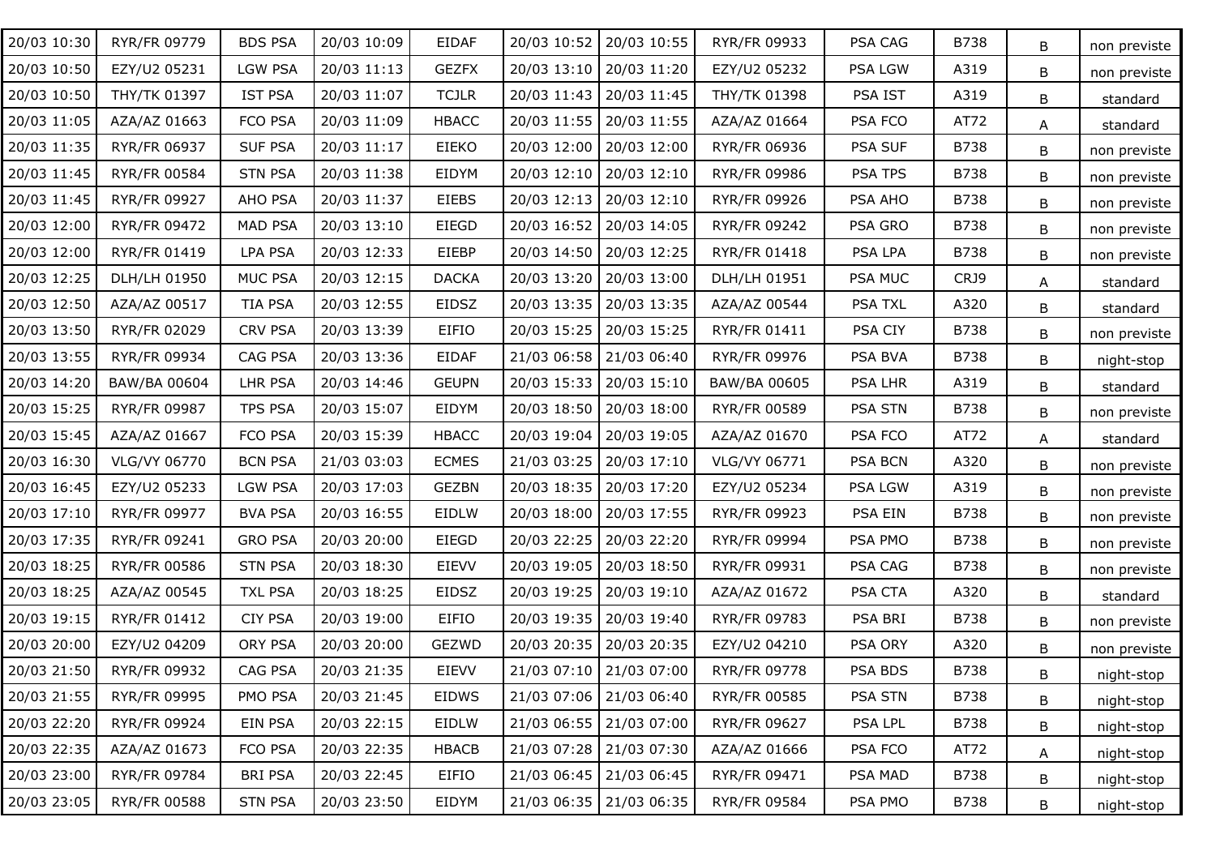| | | | | | | | | | | | |
|---|---|---|---|---|---|---|---|---|---|---|---|
| 20/03 10:30 | RYR/FR 09779 | BDS PSA | 20/03 10:09 | EIDAF | 20/03 10:52 | 20/03 10:55 | RYR/FR 09933 | PSA CAG | B738 | B | non previste |
| 20/03 10:50 | EZY/U2 05231 | LGW PSA | 20/03 11:13 | GEZFX | 20/03 13:10 | 20/03 11:20 | EZY/U2 05232 | PSA LGW | A319 | B | non previste |
| 20/03 10:50 | THY/TK 01397 | IST PSA | 20/03 11:07 | TCJLR | 20/03 11:43 | 20/03 11:45 | THY/TK 01398 | PSA IST | A319 | B | standard |
| 20/03 11:05 | AZA/AZ 01663 | FCO PSA | 20/03 11:09 | HBACC | 20/03 11:55 | 20/03 11:55 | AZA/AZ 01664 | PSA FCO | AT72 | A | standard |
| 20/03 11:35 | RYR/FR 06937 | SUF PSA | 20/03 11:17 | EIEKO | 20/03 12:00 | 20/03 12:00 | RYR/FR 06936 | PSA SUF | B738 | B | non previste |
| 20/03 11:45 | RYR/FR 00584 | STN PSA | 20/03 11:38 | EIDYM | 20/03 12:10 | 20/03 12:10 | RYR/FR 09986 | PSA TPS | B738 | B | non previste |
| 20/03 11:45 | RYR/FR 09927 | AHO PSA | 20/03 11:37 | EIEBS | 20/03 12:13 | 20/03 12:10 | RYR/FR 09926 | PSA AHO | B738 | B | non previste |
| 20/03 12:00 | RYR/FR 09472 | MAD PSA | 20/03 13:10 | EIEGD | 20/03 16:52 | 20/03 14:05 | RYR/FR 09242 | PSA GRO | B738 | B | non previste |
| 20/03 12:00 | RYR/FR 01419 | LPA PSA | 20/03 12:33 | EIEBP | 20/03 14:50 | 20/03 12:25 | RYR/FR 01418 | PSA LPA | B738 | B | non previste |
| 20/03 12:25 | DLH/LH 01950 | MUC PSA | 20/03 12:15 | DACKA | 20/03 13:20 | 20/03 13:00 | DLH/LH 01951 | PSA MUC | CRJ9 | A | standard |
| 20/03 12:50 | AZA/AZ 00517 | TIA PSA | 20/03 12:55 | EIDSZ | 20/03 13:35 | 20/03 13:35 | AZA/AZ 00544 | PSA TXL | A320 | B | standard |
| 20/03 13:50 | RYR/FR 02029 | CRV PSA | 20/03 13:39 | EIFIO | 20/03 15:25 | 20/03 15:25 | RYR/FR 01411 | PSA CIY | B738 | B | non previste |
| 20/03 13:55 | RYR/FR 09934 | CAG PSA | 20/03 13:36 | EIDAF | 21/03 06:58 | 21/03 06:40 | RYR/FR 09976 | PSA BVA | B738 | B | night-stop |
| 20/03 14:20 | BAW/BA 00604 | LHR PSA | 20/03 14:46 | GEUPN | 20/03 15:33 | 20/03 15:10 | BAW/BA 00605 | PSA LHR | A319 | B | standard |
| 20/03 15:25 | RYR/FR 09987 | TPS PSA | 20/03 15:07 | EIDYM | 20/03 18:50 | 20/03 18:00 | RYR/FR 00589 | PSA STN | B738 | B | non previste |
| 20/03 15:45 | AZA/AZ 01667 | FCO PSA | 20/03 15:39 | HBACC | 20/03 19:04 | 20/03 19:05 | AZA/AZ 01670 | PSA FCO | AT72 | A | standard |
| 20/03 16:30 | VLG/VY 06770 | BCN PSA | 21/03 03:03 | ECMES | 21/03 03:25 | 20/03 17:10 | VLG/VY 06771 | PSA BCN | A320 | B | non previste |
| 20/03 16:45 | EZY/U2 05233 | LGW PSA | 20/03 17:03 | GEZBN | 20/03 18:35 | 20/03 17:20 | EZY/U2 05234 | PSA LGW | A319 | B | non previste |
| 20/03 17:10 | RYR/FR 09977 | BVA PSA | 20/03 16:55 | EIDLW | 20/03 18:00 | 20/03 17:55 | RYR/FR 09923 | PSA EIN | B738 | B | non previste |
| 20/03 17:35 | RYR/FR 09241 | GRO PSA | 20/03 20:00 | EIEGD | 20/03 22:25 | 20/03 22:20 | RYR/FR 09994 | PSA PMO | B738 | B | non previste |
| 20/03 18:25 | RYR/FR 00586 | STN PSA | 20/03 18:30 | EIEVV | 20/03 19:05 | 20/03 18:50 | RYR/FR 09931 | PSA CAG | B738 | B | non previste |
| 20/03 18:25 | AZA/AZ 00545 | TXL PSA | 20/03 18:25 | EIDSZ | 20/03 19:25 | 20/03 19:10 | AZA/AZ 01672 | PSA CTA | A320 | B | standard |
| 20/03 19:15 | RYR/FR 01412 | CIY PSA | 20/03 19:00 | EIFIO | 20/03 19:35 | 20/03 19:40 | RYR/FR 09783 | PSA BRI | B738 | B | non previste |
| 20/03 20:00 | EZY/U2 04209 | ORY PSA | 20/03 20:00 | GEZWD | 20/03 20:35 | 20/03 20:35 | EZY/U2 04210 | PSA ORY | A320 | B | non previste |
| 20/03 21:50 | RYR/FR 09932 | CAG PSA | 20/03 21:35 | EIEVV | 21/03 07:10 | 21/03 07:00 | RYR/FR 09778 | PSA BDS | B738 | B | night-stop |
| 20/03 21:55 | RYR/FR 09995 | PMO PSA | 20/03 21:45 | EIDWS | 21/03 07:06 | 21/03 06:40 | RYR/FR 00585 | PSA STN | B738 | B | night-stop |
| 20/03 22:20 | RYR/FR 09924 | EIN PSA | 20/03 22:15 | EIDLW | 21/03 06:55 | 21/03 07:00 | RYR/FR 09627 | PSA LPL | B738 | B | night-stop |
| 20/03 22:35 | AZA/AZ 01673 | FCO PSA | 20/03 22:35 | HBACB | 21/03 07:28 | 21/03 07:30 | AZA/AZ 01666 | PSA FCO | AT72 | A | night-stop |
| 20/03 23:00 | RYR/FR 09784 | BRI PSA | 20/03 22:45 | EIFIO | 21/03 06:45 | 21/03 06:45 | RYR/FR 09471 | PSA MAD | B738 | B | night-stop |
| 20/03 23:05 | RYR/FR 00588 | STN PSA | 20/03 23:50 | EIDYM | 21/03 06:35 | 21/03 06:35 | RYR/FR 09584 | PSA PMO | B738 | B | night-stop |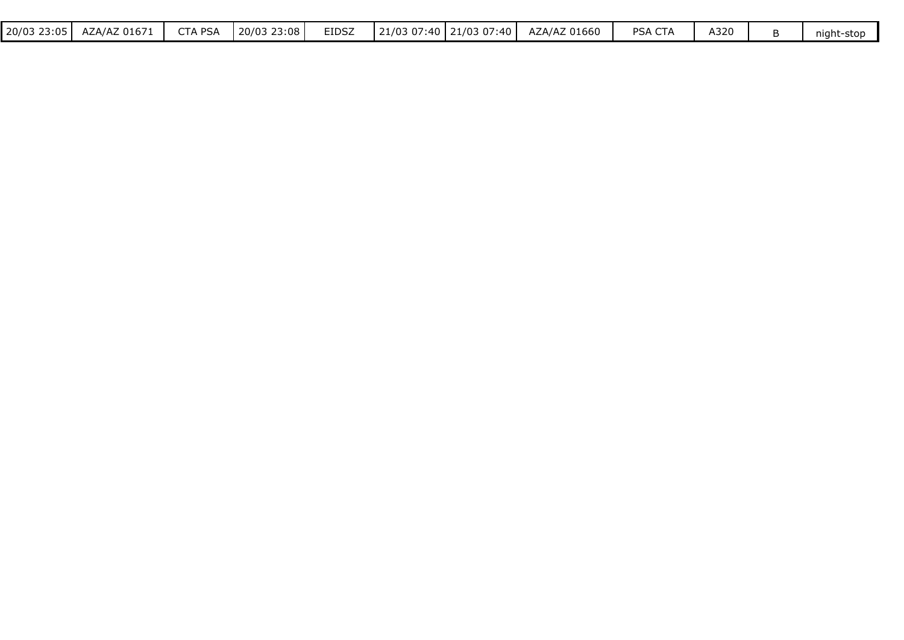| | | | | | | | | | | | |
|---|---|---|---|---|---|---|---|---|---|---|---|
| 20/03 23:05 | AZA/AZ 01671 | CTA PSA | 20/03 23:08 | EIDSZ | 21/03 07:40 | 21/03 07:40 | AZA/AZ 01660 | PSA CTA | A320 | B | night-stop |